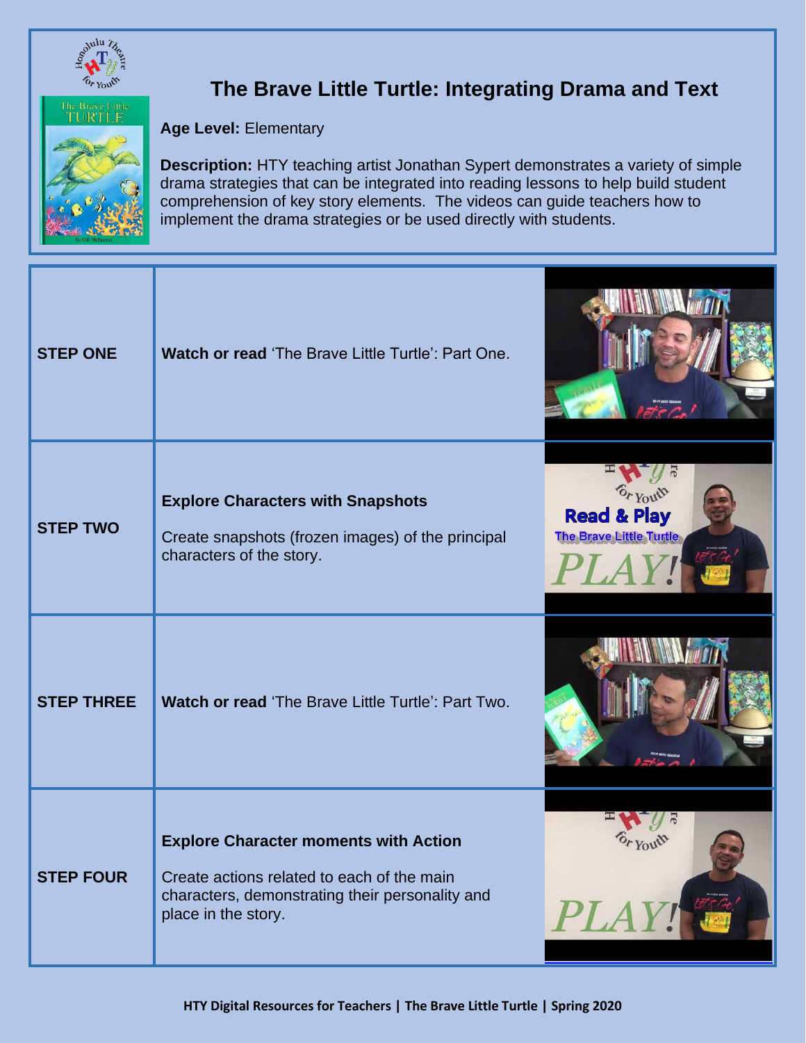# The Brave Little Turtle: Integrating Drama and Text

**Age Level:** Elementary

**Description:** HTY teaching artist Jonathan Sypert demonstrates a variety of simple drama strategies that can be integrated into reading lessons to help build student comprehension of key story elements. The videos can guide teachers how to implement the drama strategies or be used directly with students.

| | |
|---|---|
| **STEP ONE** | **Watch or read** 'The Brave Little Turtle': Part One. |
| **STEP TWO** | **Explore Characters with Snapshots**<br><br>Create snapshots (frozen images) of the principal characters of the story. |
| **STEP THREE** | **Watch or read** 'The Brave Little Turtle': Part Two. |
| **STEP FOUR** | **Explore Character moments with Action**<br><br>Create actions related to each of the main characters, demonstrating their personality and place in the story. |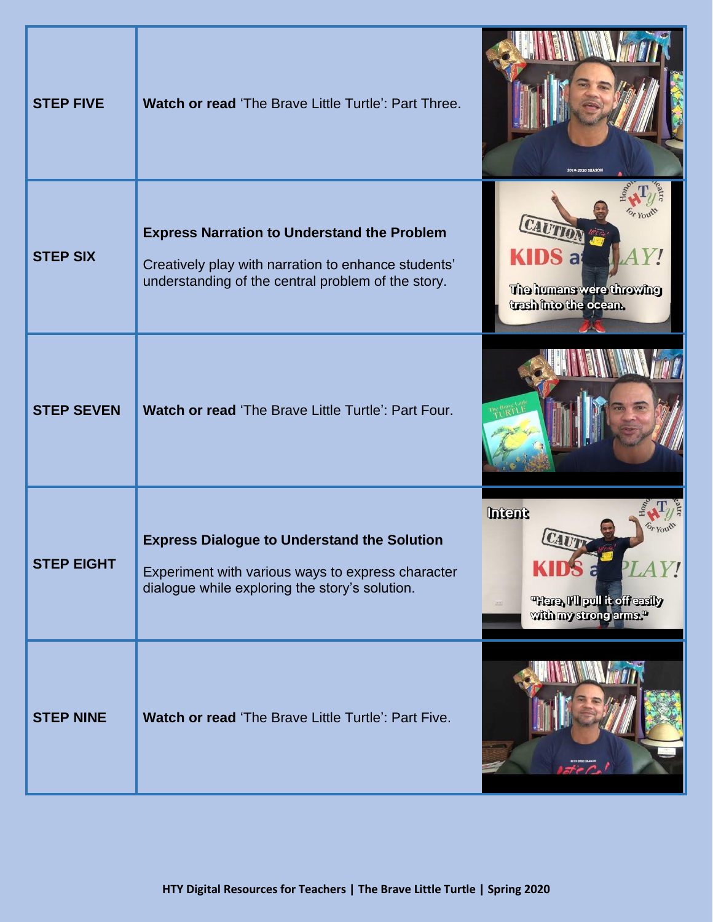| | | |
|---|---|---|
| **STEP FIVE** | **Watch or read** 'The Brave Little Turtle': Part Three. | |
| **STEP SIX** | **Express Narration to Understand the Problem**<br><br>Creatively play with narration to enhance students' understanding of the central problem of the story. | |
| **STEP SEVEN** | **Watch or read** 'The Brave Little Turtle': Part Four. | |
| **STEP EIGHT** | **Express Dialogue to Understand the Solution**<br><br>Experiment with various ways to express character dialogue while exploring the story's solution. | |
| **STEP NINE** | **Watch or read** 'The Brave Little Turtle': Part Five. | |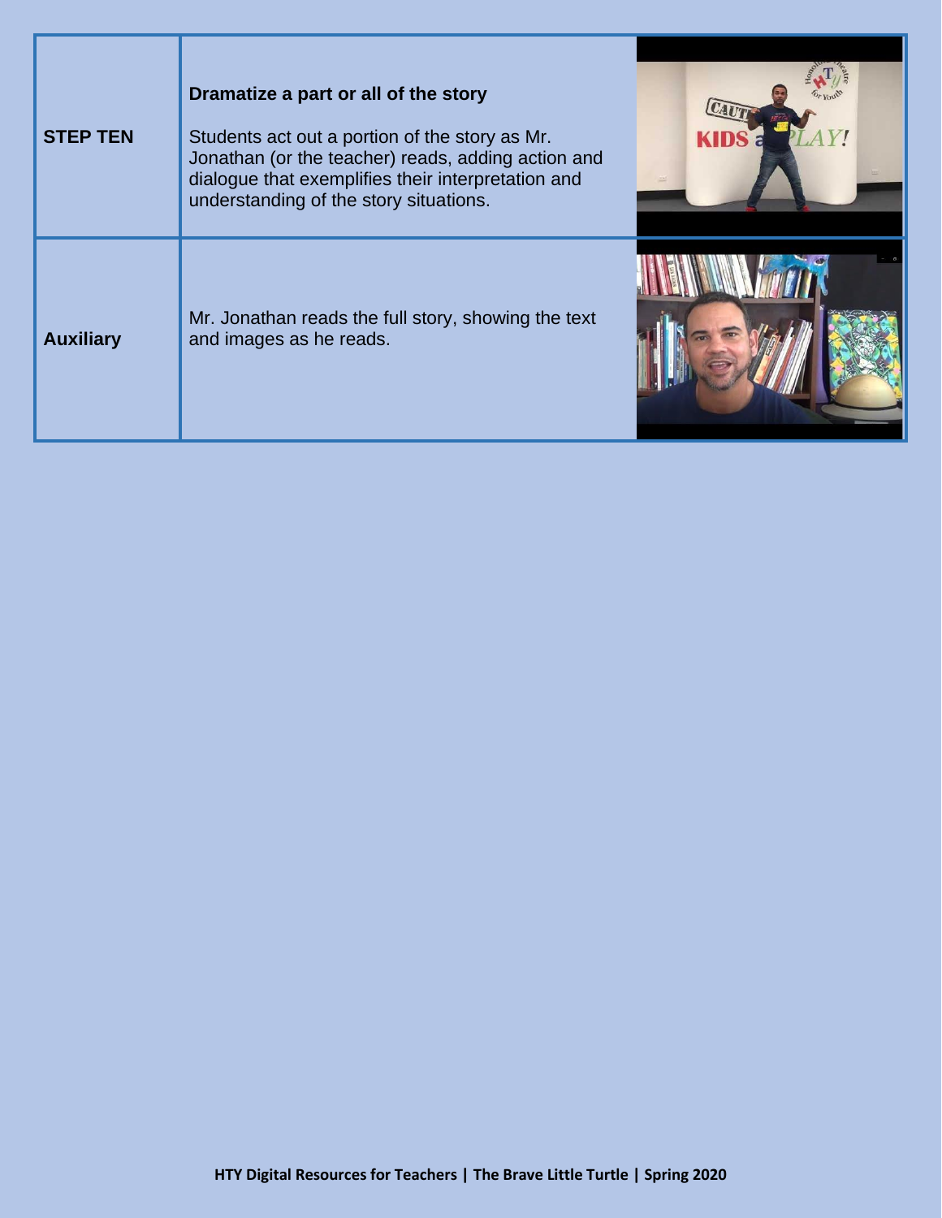| | | |
|---|---|---|
| **STEP TEN** | **Dramatize a part or all of the story**<br><br>Students act out a portion of the story as Mr. Jonathan (or the teacher) reads, adding action and dialogue that exemplifies their interpretation and understanding of the story situations. | |
| **Auxiliary** | Mr. Jonathan reads the full story, showing the text and images as he reads. | |